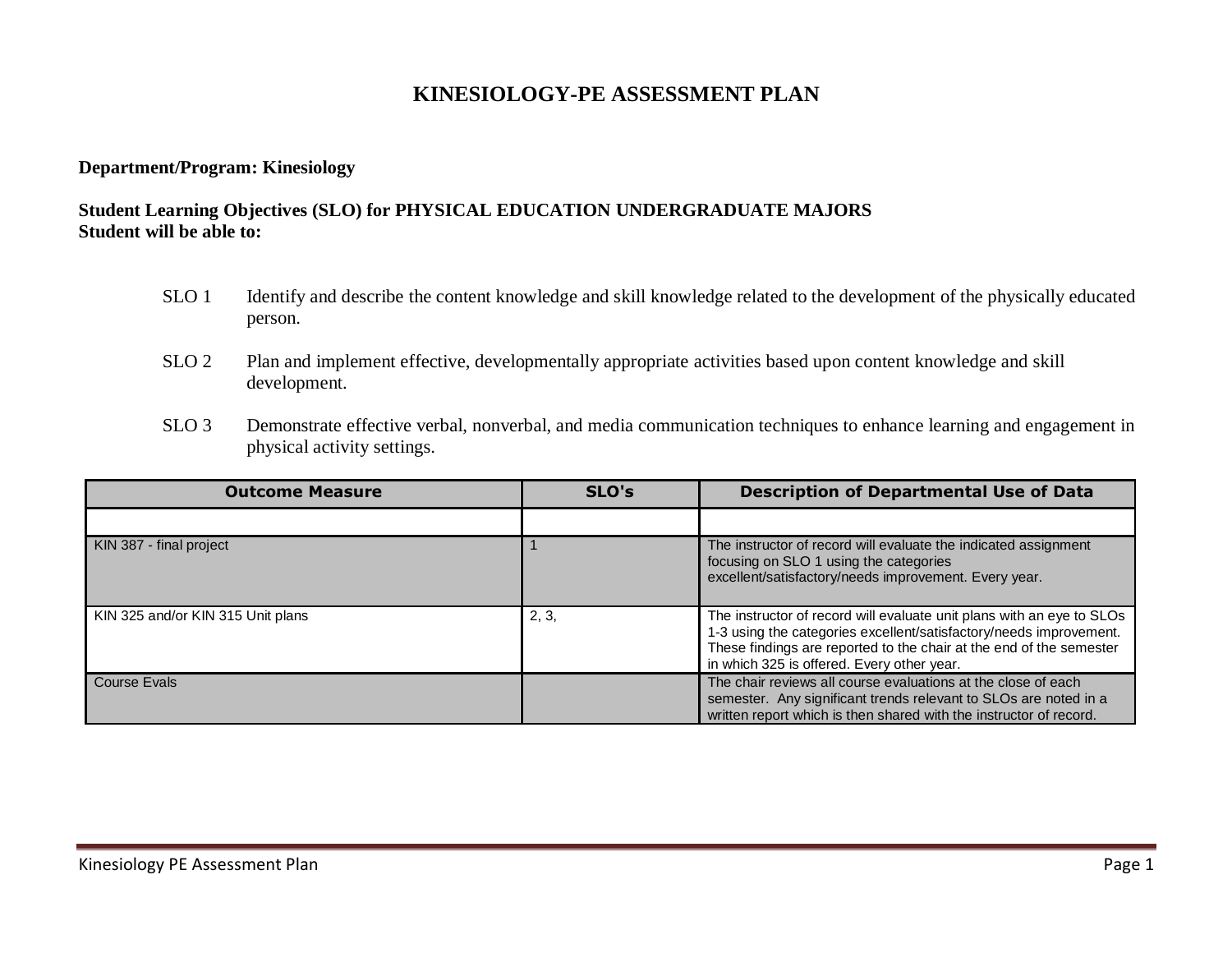# KINESIOLOGY-PE ASSESSMENT PLAN

**Department/Program: Kinesiology**

**Student Learning Objectives (SLO) for PHYSICAL EDUCATION UNDERGRADUATE MAJORS**
**Student will be able to:**

SLO 1 Identify and describe the content knowledge and skill knowledge related to the development of the physically educated person.

SLO 2 Plan and implement effective, developmentally appropriate activities based upon content knowledge and skill development.

SLO 3 Demonstrate effective verbal, nonverbal, and media communication techniques to enhance learning and engagement in physical activity settings.

| Outcome Measure | SLO's | Description of Departmental Use of Data |
|---|---|---|
| | | |
| KIN 387 - final project | 1 | The instructor of record will evaluate the indicated assignment focusing on SLO 1 using the categories excellent/satisfactory/needs improvement. Every year. |
| KIN 325 and/or KIN 315 Unit plans | 2, 3, | The instructor of record will evaluate unit plans with an eye to SLOs 1-3 using the categories excellent/satisfactory/needs improvement. These findings are reported to the chair at the end of the semester in which 325 is offered. Every other year. |
| Course Evals | | The chair reviews all course evaluations at the close of each semester. Any significant trends relevant to SLOs are noted in a written report which is then shared with the instructor of record. |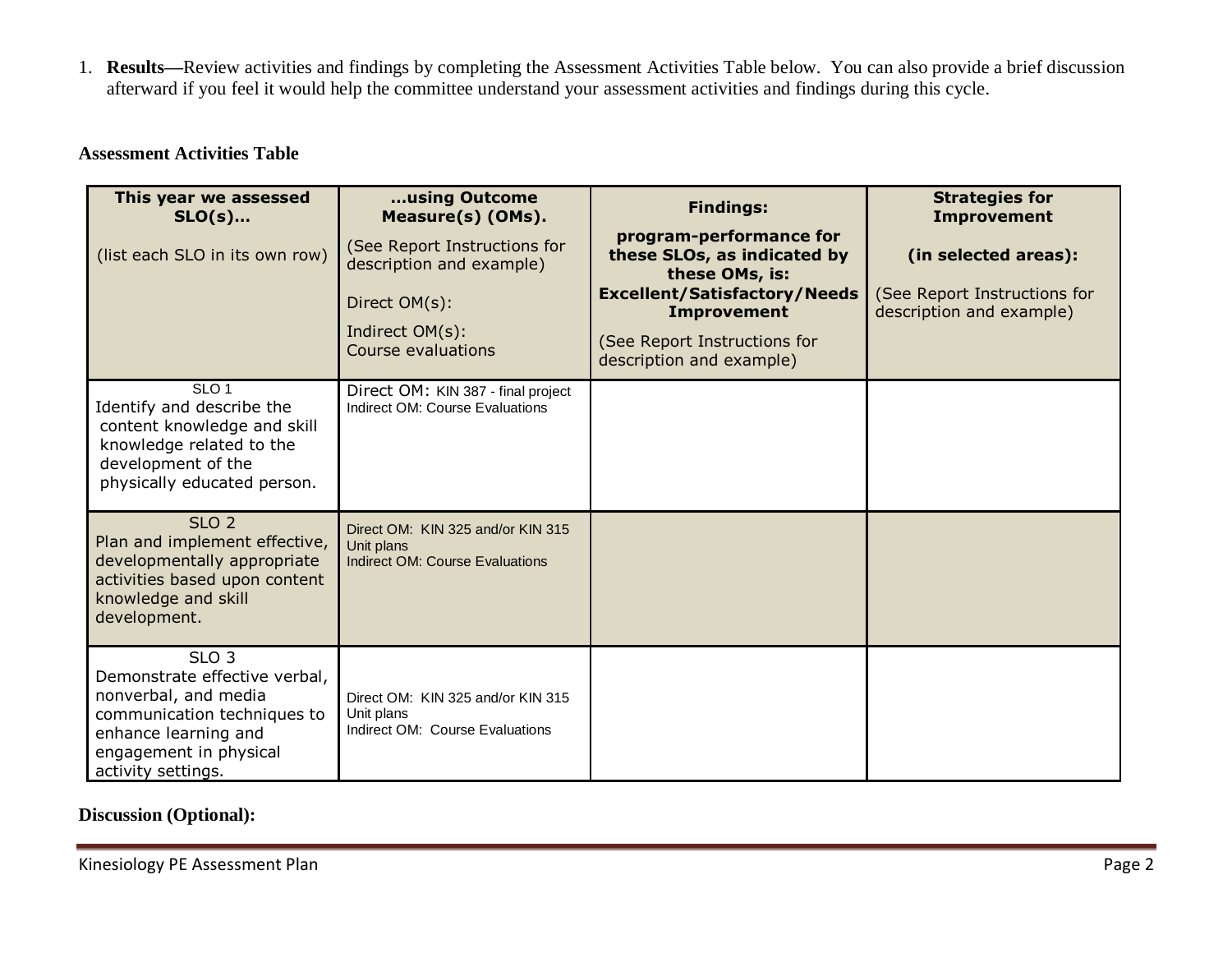1. **Results**—Review activities and findings by completing the Assessment Activities Table below. You can also provide a brief discussion afterward if you feel it would help the committee understand your assessment activities and findings during this cycle.

**Assessment Activities Table**

| **This year we assessed SLO(s)…** (list each SLO in its own row) | **…using Outcome Measure(s) (OMs).** (See Report Instructions for description and example) Direct OM(s): Indirect OM(s): Course evaluations | **Findings: program-performance for these SLOs, as indicated by these OMs, is: Excellent/Satisfactory/Needs Improvement** (See Report Instructions for description and example) | **Strategies for Improvement (in selected areas):** (See Report Instructions for description and example) |
|---|---|---|---|
| SLO 1 Identify and describe the content knowledge and skill knowledge related to the development of the physically educated person. | Direct OM: KIN 387 - final project Indirect OM: Course Evaluations | | |
| SLO 2 Plan and implement effective, developmentally appropriate activities based upon content knowledge and skill development. | Direct OM: KIN 325 and/or KIN 315 Unit plans Indirect OM: Course Evaluations | | |
| SLO 3 Demonstrate effective verbal, nonverbal, and media communication techniques to enhance learning and engagement in physical activity settings. | Direct OM: KIN 325 and/or KIN 315 Unit plans Indirect OM: Course Evaluations | | |

**Discussion (Optional):**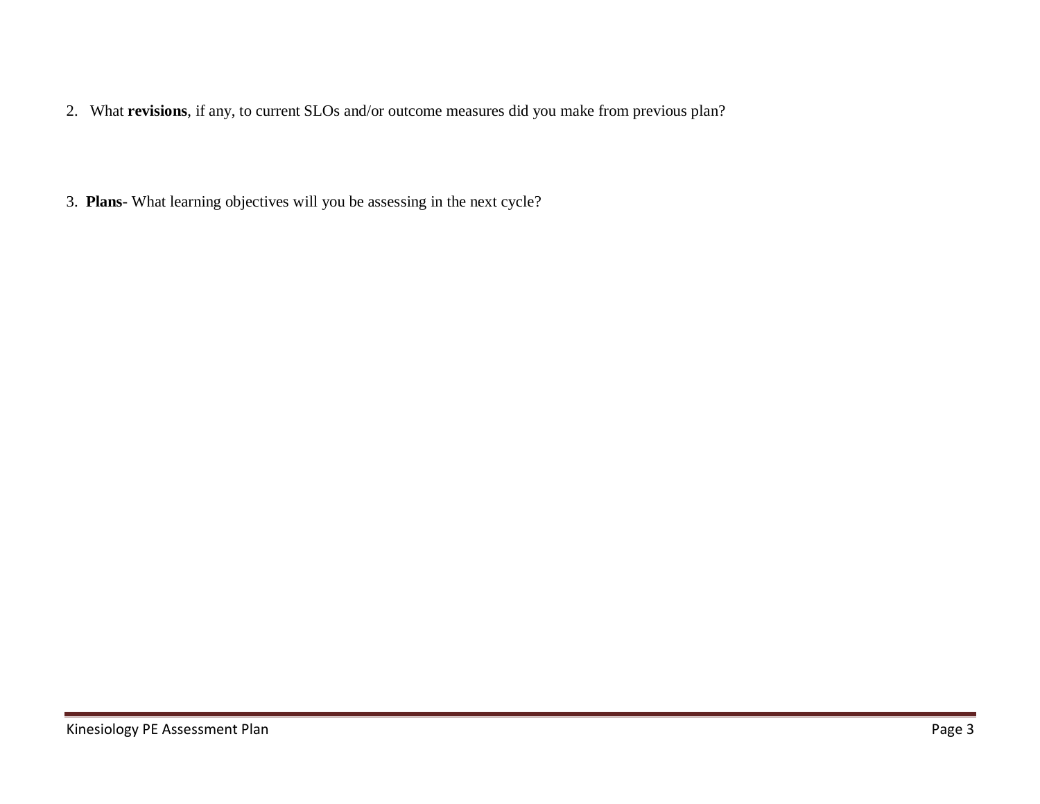2. What **revisions**, if any, to current SLOs and/or outcome measures did you make from previous plan?

3. **Plans**- What learning objectives will you be assessing in the next cycle?